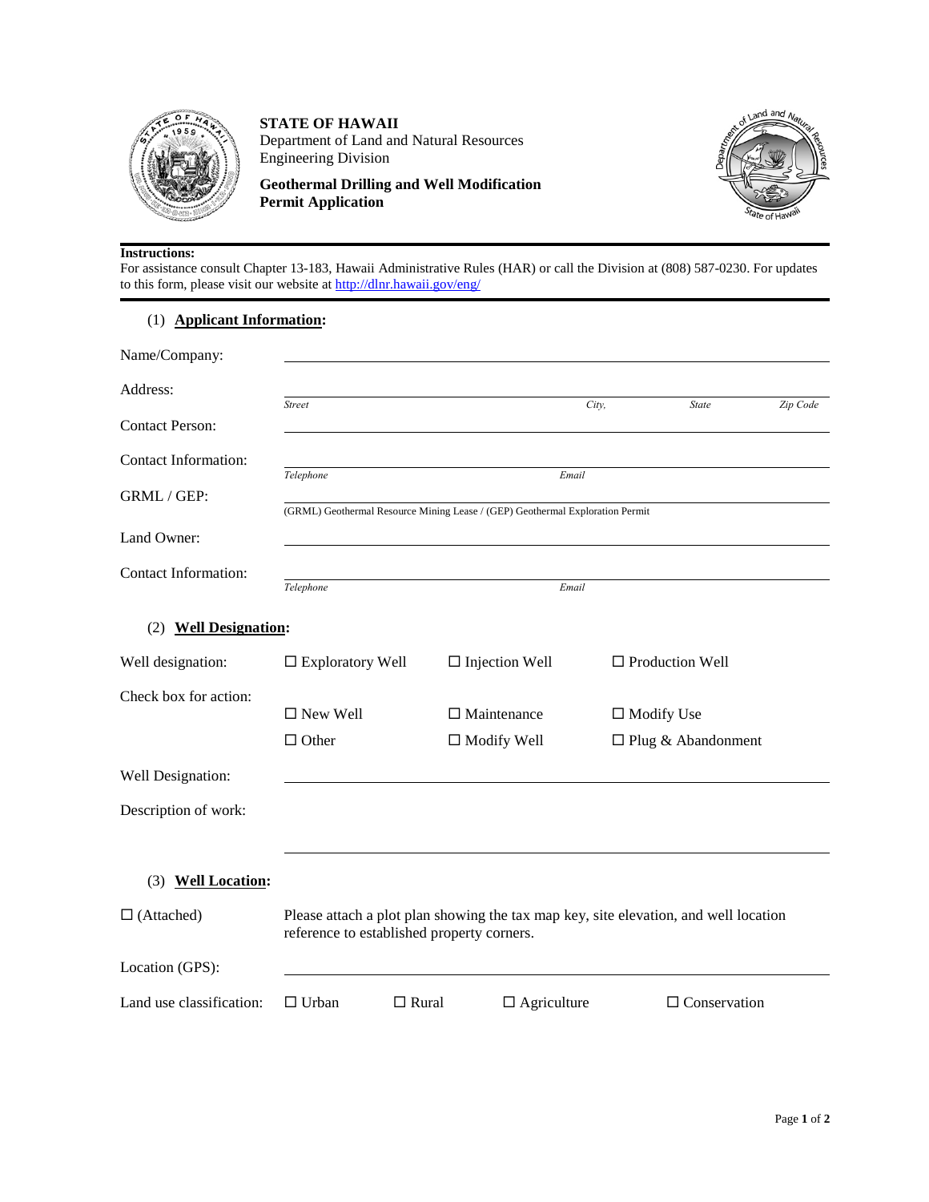**STATE OF HAWAII**
Department of Land and Natural Resources
Engineering Division

**Geothermal Drilling and Well Modification Permit Application**

**Instructions:**
For assistance consult Chapter 13-183, Hawaii Administrative Rules (HAR) or call the Division at (808) 587-0230. For updates to this form, please visit our website at [http://dlnr.hawaii.gov/eng/](http://dlnr.hawaii.gov/eng/)

## (1) Applicant Information:

Name/Company: ______________________________

Address: ______________________________
*Street* *City,* *State* *Zip Code*

Contact Person: ______________________________

Contact Information: ______________________________
*Telephone* *Email*

GRML / GEP: ______________________________
(GRML) Geothermal Resource Mining Lease / (GEP) Geothermal Exploration Permit

Land Owner: ______________________________

Contact Information: ______________________________
*Telephone* *Email*

## (2) Well Designation:

Well designation: ☐ Exploratory Well ☐ Injection Well ☐ Production Well

Check box for action:
☐ New Well ☐ Maintenance ☐ Modify Use
☐ Other ☐ Modify Well ☐ Plug & Abandonment

Well Designation: ______________________________

Description of work: ______________________________

## (3) Well Location:

☐ (Attached) Please attach a plot plan showing the tax map key, site elevation, and well location reference to established property corners.

Location (GPS): ______________________________

Land use classification: ☐ Urban ☐ Rural ☐ Agriculture ☐ Conservation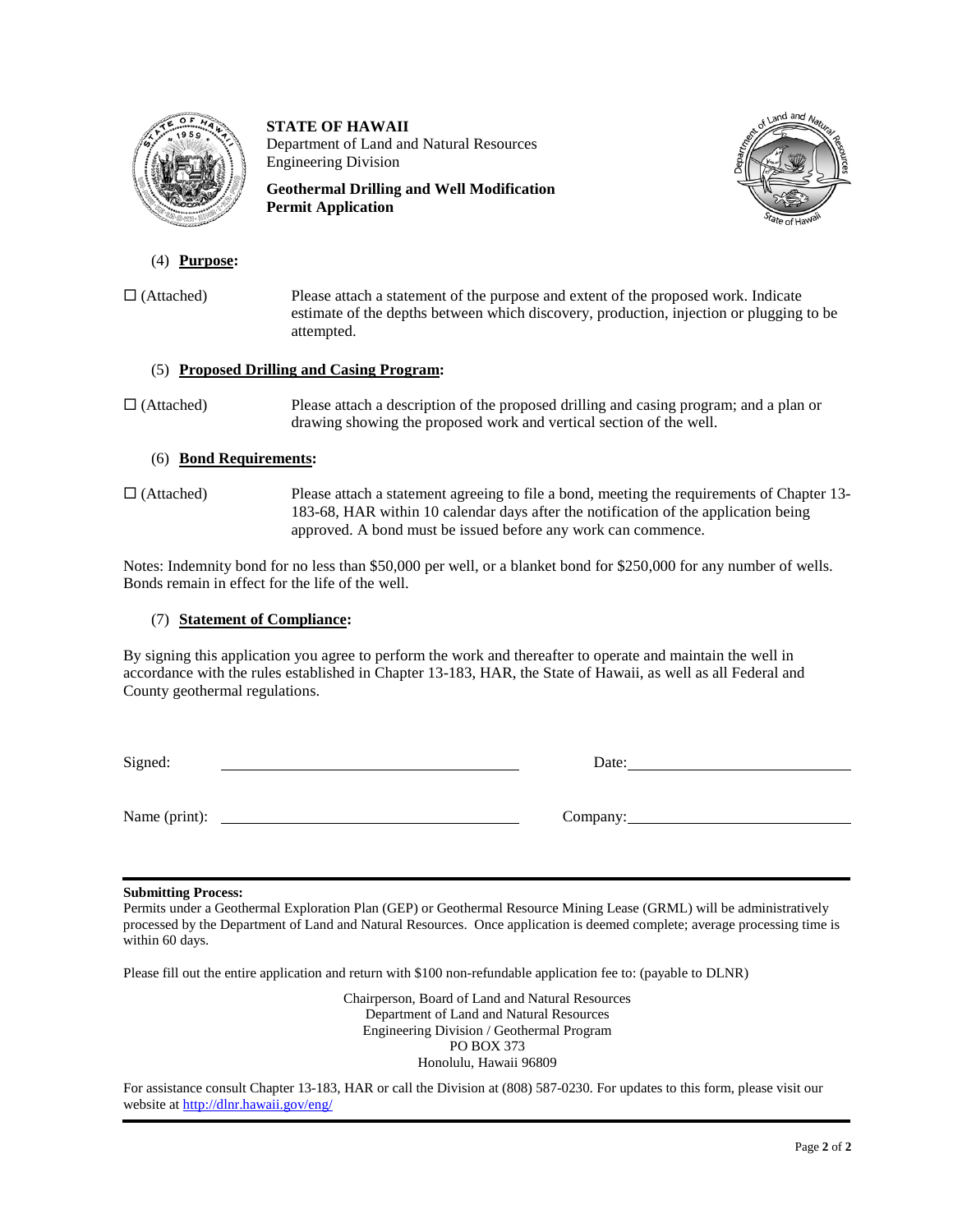**STATE OF HAWAII**
Department of Land and Natural Resources
Engineering Division

**Geothermal Drilling and Well Modification Permit Application**

(4) **Purpose:**

☐ (Attached) Please attach a statement of the purpose and extent of the proposed work. Indicate estimate of the depths between which discovery, production, injection or plugging to be attempted.

(5) **Proposed Drilling and Casing Program:**

☐ (Attached) Please attach a description of the proposed drilling and casing program; and a plan or drawing showing the proposed work and vertical section of the well.

(6) **Bond Requirements:**

☐ (Attached) Please attach a statement agreeing to file a bond, meeting the requirements of Chapter 13-183-68, HAR within 10 calendar days after the notification of the application being approved. A bond must be issued before any work can commence.

Notes: Indemnity bond for no less than $50,000 per well, or a blanket bond for $250,000 for any number of wells. Bonds remain in effect for the life of the well.

(7) **Statement of Compliance:**

By signing this application you agree to perform the work and thereafter to operate and maintain the well in accordance with the rules established in Chapter 13-183, HAR, the State of Hawaii, as well as all Federal and County geothermal regulations.

Signed: ______________________________ Date: ______________________________

Name (print): ______________________________ Company: ______________________________

---

**Submitting Process:**
Permits under a Geothermal Exploration Plan (GEP) or Geothermal Resource Mining Lease (GRML) will be administratively processed by the Department of Land and Natural Resources. Once application is deemed complete; average processing time is within 60 days.

Please fill out the entire application and return with $100 non-refundable application fee to: (payable to DLNR)

Chairperson, Board of Land and Natural Resources
Department of Land and Natural Resources
Engineering Division / Geothermal Program
PO BOX 373
Honolulu, Hawaii 96809

For assistance consult Chapter 13-183, HAR or call the Division at (808) 587-0230. For updates to this form, please visit our website at http://dlnr.hawaii.gov/eng/

---